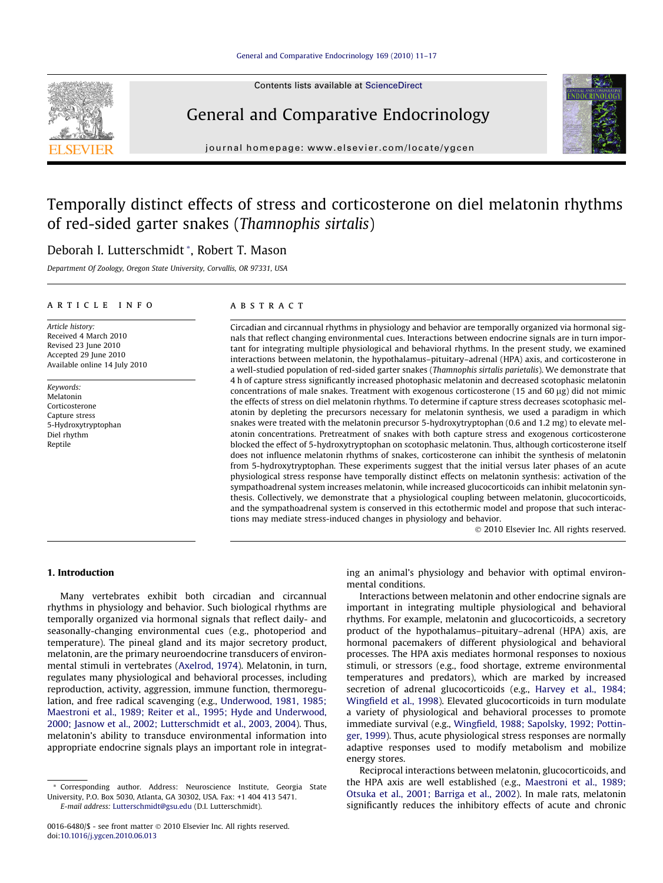Contents lists available at ScienceDirect

General and Comparative Endocrinology

journal homepage: www.elsevier.com/locate/ygcen

# Temporally distinct effects of stress and corticosterone on diel melatonin rhythms of red-sided garter snakes (*Thamnophis sirtalis*)

Deborah I. Lutterschmidt *, Robert T. Mason

Department Of Zoology, Oregon State University, Corvallis, OR 97331, USA

## ARTICLE INFO

*Article history:*
Received 4 March 2010
Revised 23 June 2010
Accepted 29 June 2010
Available online 14 July 2010

*Keywords:*
Melatonin
Corticosterone
Capture stress
5-Hydroxytryptophan
Diel rhythm
Reptile

## ABSTRACT

Circadian and circannual rhythms in physiology and behavior are temporally organized via hormonal signals that reflect changing environmental cues. Interactions between endocrine signals are in turn important for integrating multiple physiological and behavioral rhythms. In the present study, we examined interactions between melatonin, the hypothalamus–pituitary–adrenal (HPA) axis, and corticosterone in a well-studied population of red-sided garter snakes (*Thamnophis sirtalis parietalis*). We demonstrate that 4 h of capture stress significantly increased photophasic melatonin and decreased scotophasic melatonin concentrations of male snakes. Treatment with exogenous corticosterone (15 and 60 μg) did not mimic the effects of stress on diel melatonin rhythms. To determine if capture stress decreases scotophasic melatonin by depleting the precursors necessary for melatonin synthesis, we used a paradigm in which snakes were treated with the melatonin precursor 5-hydroxytryptophan (0.6 and 1.2 mg) to elevate melatonin concentrations. Pretreatment of snakes with both capture stress and exogenous corticosterone blocked the effect of 5-hydroxytryptophan on scotophasic melatonin. Thus, although corticosterone itself does not influence melatonin rhythms of snakes, corticosterone can inhibit the synthesis of melatonin from 5-hydroxytryptophan. These experiments suggest that the initial versus later phases of an acute physiological stress response have temporally distinct effects on melatonin synthesis: activation of the sympathoadrenal system increases melatonin, while increased glucocorticoids can inhibit melatonin synthesis. Collectively, we demonstrate that a physiological coupling between melatonin, glucocorticoids, and the sympathoadrenal system is conserved in this ectothermic model and propose that such interactions may mediate stress-induced changes in physiology and behavior.

© 2010 Elsevier Inc. All rights reserved.

## 1. Introduction

Many vertebrates exhibit both circadian and circannual rhythms in physiology and behavior. Such biological rhythms are temporally organized via hormonal signals that reflect daily- and seasonally-changing environmental cues (e.g., photoperiod and temperature). The pineal gland and its major secretory product, melatonin, are the primary neuroendocrine transducers of environmental stimuli in vertebrates (Axelrod, 1974). Melatonin, in turn, regulates many physiological and behavioral processes, including reproduction, activity, aggression, immune function, thermoregulation, and free radical scavenging (e.g., Underwood, 1981, 1985; Maestroni et al., 1989; Reiter et al., 1995; Hyde and Underwood, 2000; Jasnow et al., 2002; Lutterschmidt et al., 2003, 2004). Thus, melatonin's ability to transduce environmental information into appropriate endocrine signals plays an important role in integrating an animal's physiology and behavior with optimal environmental conditions.

Interactions between melatonin and other endocrine signals are important in integrating multiple physiological and behavioral rhythms. For example, melatonin and glucocorticoids, a secretory product of the hypothalamus–pituitary–adrenal (HPA) axis, are hormonal pacemakers of different physiological and behavioral processes. The HPA axis mediates hormonal responses to noxious stimuli, or stressors (e.g., food shortage, extreme environmental temperatures and predators), which are marked by increased secretion of adrenal glucocorticoids (e.g., Harvey et al., 1984; Wingfield et al., 1998). Elevated glucocorticoids in turn modulate a variety of physiological and behavioral processes to promote immediate survival (e.g., Wingfield, 1988; Sapolsky, 1992; Pottinger, 1999). Thus, acute physiological stress responses are normally adaptive responses used to modify metabolism and mobilize energy stores.

Reciprocal interactions between melatonin, glucocorticoids, and the HPA axis are well established (e.g., Maestroni et al., 1989; Otsuka et al., 2001; Barriga et al., 2002). In male rats, melatonin significantly reduces the inhibitory effects of acute and chronic

* Corresponding author. Address: Neuroscience Institute, Georgia State University, P.O. Box 5030, Atlanta, GA 30302, USA. Fax: +1 404 413 5471.
E-mail address: Lutterschmidt@gsu.edu (D.I. Lutterschmidt).

0016-6480/$ - see front matter © 2010 Elsevier Inc. All rights reserved.
doi:10.1016/j.ygcen.2010.06.013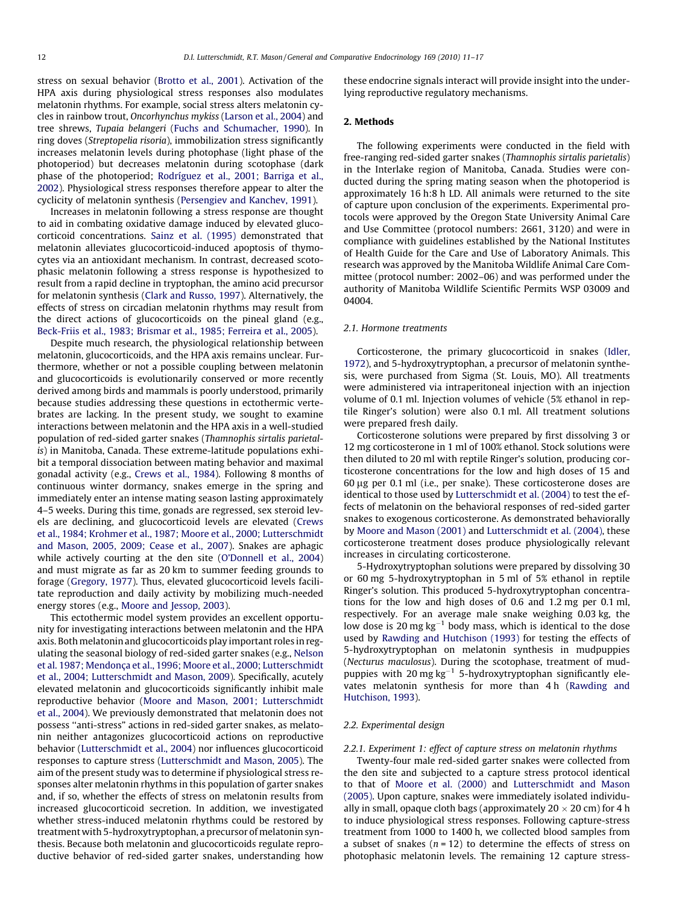stress on sexual behavior (Brotto et al., 2001). Activation of the HPA axis during physiological stress responses also modulates melatonin rhythms. For example, social stress alters melatonin cycles in rainbow trout, *Oncorhynchus mykiss* (Larson et al., 2004) and tree shrews, *Tupaia belangeri* (Fuchs and Schumacher, 1990). In ring doves (*Streptopelia risoria*), immobilization stress significantly increases melatonin levels during photophase (light phase of the photoperiod) but decreases melatonin during scotophase (dark phase of the photoperiod; Rodríguez et al., 2001; Barriga et al., 2002). Physiological stress responses therefore appear to alter the cyclicity of melatonin synthesis (Persengiev and Kanchev, 1991).

Increases in melatonin following a stress response are thought to aid in combating oxidative damage induced by elevated glucocorticoid concentrations. Sainz et al. (1995) demonstrated that melatonin alleviates glucocorticoid-induced apoptosis of thymocytes via an antioxidant mechanism. In contrast, decreased scotophasic melatonin following a stress response is hypothesized to result from a rapid decline in tryptophan, the amino acid precursor for melatonin synthesis (Clark and Russo, 1997). Alternatively, the effects of stress on circadian melatonin rhythms may result from the direct actions of glucocorticoids on the pineal gland (e.g., Beck-Friis et al., 1983; Brismar et al., 1985; Ferreira et al., 2005).

Despite much research, the physiological relationship between melatonin, glucocorticoids, and the HPA axis remains unclear. Furthermore, whether or not a possible coupling between melatonin and glucocorticoids is evolutionarily conserved or more recently derived among birds and mammals is poorly understood, primarily because studies addressing these questions in ectothermic vertebrates are lacking. In the present study, we sought to examine interactions between melatonin and the HPA axis in a well-studied population of red-sided garter snakes (*Thamnophis sirtalis parietalis*) in Manitoba, Canada. These extreme-latitude populations exhibit a temporal dissociation between mating behavior and maximal gonadal activity (e.g., Crews et al., 1984). Following 8 months of continuous winter dormancy, snakes emerge in the spring and immediately enter an intense mating season lasting approximately 4–5 weeks. During this time, gonads are regressed, sex steroid levels are declining, and glucocorticoid levels are elevated (Crews et al., 1984; Krohmer et al., 1987; Moore et al., 2000; Lutterschmidt and Mason, 2005, 2009; Cease et al., 2007). Snakes are aphagic while actively courting at the den site (O'Donnell et al., 2004) and must migrate as far as 20 km to summer feeding grounds to forage (Gregory, 1977). Thus, elevated glucocorticoid levels facilitate reproduction and daily activity by mobilizing much-needed energy stores (e.g., Moore and Jessop, 2003).

This ectothermic model system provides an excellent opportunity for investigating interactions between melatonin and the HPA axis. Both melatonin and glucocorticoids play important roles in regulating the seasonal biology of red-sided garter snakes (e.g., Nelson et al. 1987; Mendonça et al., 1996; Moore et al., 2000; Lutterschmidt et al., 2004; Lutterschmidt and Mason, 2009). Specifically, acutely elevated melatonin and glucocorticoids significantly inhibit male reproductive behavior (Moore and Mason, 2001; Lutterschmidt et al., 2004). We previously demonstrated that melatonin does not possess "anti-stress" actions in red-sided garter snakes, as melatonin neither antagonizes glucocorticoid actions on reproductive behavior (Lutterschmidt et al., 2004) nor influences glucocorticoid responses to capture stress (Lutterschmidt and Mason, 2005). The aim of the present study was to determine if physiological stress responses alter melatonin rhythms in this population of garter snakes and, if so, whether the effects of stress on melatonin results from increased glucocorticoid secretion. In addition, we investigated whether stress-induced melatonin rhythms could be restored by treatment with 5-hydroxytryptophan, a precursor of melatonin synthesis. Because both melatonin and glucocorticoids regulate reproductive behavior of red-sided garter snakes, understanding how these endocrine signals interact will provide insight into the underlying reproductive regulatory mechanisms.

## 2. Methods

The following experiments were conducted in the field with free-ranging red-sided garter snakes (*Thamnophis sirtalis parietalis*) in the Interlake region of Manitoba, Canada. Studies were conducted during the spring mating season when the photoperiod is approximately 16 h:8 h LD. All animals were returned to the site of capture upon conclusion of the experiments. Experimental protocols were approved by the Oregon State University Animal Care and Use Committee (protocol numbers: 2661, 3120) and were in compliance with guidelines established by the National Institutes of Health Guide for the Care and Use of Laboratory Animals. This research was approved by the Manitoba Wildlife Animal Care Committee (protocol number: 2002–06) and was performed under the authority of Manitoba Wildlife Scientific Permits WSP 03009 and 04004.

### 2.1. Hormone treatments

Corticosterone, the primary glucocorticoid in snakes (Idler, 1972), and 5-hydroxytryptophan, a precursor of melatonin synthesis, were purchased from Sigma (St. Louis, MO). All treatments were administered via intraperitoneal injection with an injection volume of 0.1 ml. Injection volumes of vehicle (5% ethanol in reptile Ringer's solution) were also 0.1 ml. All treatment solutions were prepared fresh daily.

Corticosterone solutions were prepared by first dissolving 3 or 12 mg corticosterone in 1 ml of 100% ethanol. Stock solutions were then diluted to 20 ml with reptile Ringer's solution, producing corticosterone concentrations for the low and high doses of 15 and 60 μg per 0.1 ml (i.e., per snake). These corticosterone doses are identical to those used by Lutterschmidt et al. (2004) to test the effects of melatonin on the behavioral responses of red-sided garter snakes to exogenous corticosterone. As demonstrated behaviorally by Moore and Mason (2001) and Lutterschmidt et al. (2004), these corticosterone treatment doses produce physiologically relevant increases in circulating corticosterone.

5-Hydroxytryptophan solutions were prepared by dissolving 30 or 60 mg 5-hydroxytryptophan in 5 ml of 5% ethanol in reptile Ringer's solution. This produced 5-hydroxytryptophan concentrations for the low and high doses of 0.6 and 1.2 mg per 0.1 ml, respectively. For an average male snake weighing 0.03 kg, the low dose is 20 mg $kg^{-1}$ body mass, which is identical to the dose used by Rawding and Hutchison (1993) for testing the effects of 5-hydroxytryptophan on melatonin synthesis in mudpuppies (*Necturus maculosus*). During the scotophase, treatment of mudpuppies with 20 mg $kg^{-1}$ 5-hydroxytryptophan significantly elevates melatonin synthesis for more than 4 h (Rawding and Hutchison, 1993).

### 2.2. Experimental design

#### 2.2.1. Experiment 1: effect of capture stress on melatonin rhythms

Twenty-four male red-sided garter snakes were collected from the den site and subjected to a capture stress protocol identical to that of Moore et al. (2000) and Lutterschmidt and Mason (2005). Upon capture, snakes were immediately isolated individually in small, opaque cloth bags (approximately 20 × 20 cm) for 4 h to induce physiological stress responses. Following capture-stress treatment from 1000 to 1400 h, we collected blood samples from a subset of snakes ($n = 12$) to determine the effects of stress on photophasic melatonin levels. The remaining 12 capture stress-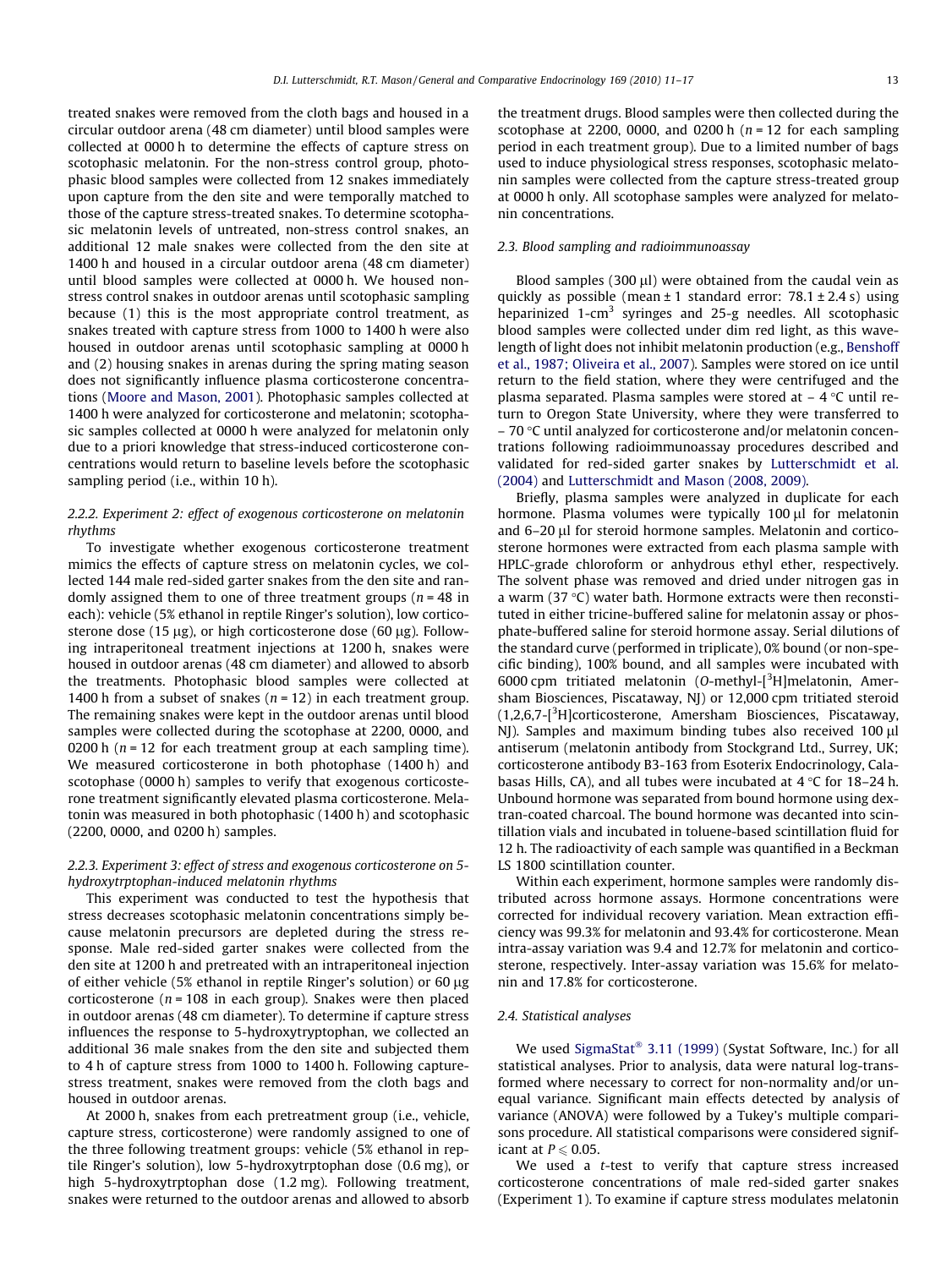treated snakes were removed from the cloth bags and housed in a circular outdoor arena (48 cm diameter) until blood samples were collected at 0000 h to determine the effects of capture stress on scotophasic melatonin. For the non-stress control group, photophasic blood samples were collected from 12 snakes immediately upon capture from the den site and were temporally matched to those of the capture stress-treated snakes. To determine scotophasic melatonin levels of untreated, non-stress control snakes, an additional 12 male snakes were collected from the den site at 1400 h and housed in a circular outdoor arena (48 cm diameter) until blood samples were collected at 0000 h. We housed non-stress control snakes in outdoor arenas until scotophasic sampling because (1) this is the most appropriate control treatment, as snakes treated with capture stress from 1000 to 1400 h were also housed in outdoor arenas until scotophasic sampling at 0000 h and (2) housing snakes in arenas during the spring mating season does not significantly influence plasma corticosterone concentrations (Moore and Mason, 2001). Photophasic samples collected at 1400 h were analyzed for corticosterone and melatonin; scotophasic samples collected at 0000 h were analyzed for melatonin only due to a priori knowledge that stress-induced corticosterone concentrations would return to baseline levels before the scotophasic sampling period (i.e., within 10 h).

#### 2.2.2. Experiment 2: effect of exogenous corticosterone on melatonin rhythms

To investigate whether exogenous corticosterone treatment mimics the effects of capture stress on melatonin cycles, we collected 144 male red-sided garter snakes from the den site and randomly assigned them to one of three treatment groups ($n = 48$ in each): vehicle (5% ethanol in reptile Ringer's solution), low corticosterone dose (15 μg), or high corticosterone dose (60 μg). Following intraperitoneal treatment injections at 1200 h, snakes were housed in outdoor arenas (48 cm diameter) and allowed to absorb the treatments. Photophasic blood samples were collected at 1400 h from a subset of snakes ($n = 12$) in each treatment group. The remaining snakes were kept in the outdoor arenas until blood samples were collected during the scotophase at 2200, 0000, and 0200 h ($n = 12$ for each treatment group at each sampling time). We measured corticosterone in both photophase (1400 h) and scotophase (0000 h) samples to verify that exogenous corticosterone treatment significantly elevated plasma corticosterone. Melatonin was measured in both photophasic (1400 h) and scotophasic (2200, 0000, and 0200 h) samples.

#### 2.2.3. Experiment 3: effect of stress and exogenous corticosterone on 5-hydroxytrptophan-induced melatonin rhythms

This experiment was conducted to test the hypothesis that stress decreases scotophasic melatonin concentrations simply because melatonin precursors are depleted during the stress response. Male red-sided garter snakes were collected from the den site at 1200 h and pretreated with an intraperitoneal injection of either vehicle (5% ethanol in reptile Ringer's solution) or 60 μg corticosterone ($n = 108$ in each group). Snakes were then placed in outdoor arenas (48 cm diameter). To determine if capture stress influences the response to 5-hydroxytryptophan, we collected an additional 36 male snakes from the den site and subjected them to 4 h of capture stress from 1000 to 1400 h. Following capture-stress treatment, snakes were removed from the cloth bags and housed in outdoor arenas.

At 2000 h, snakes from each pretreatment group (i.e., vehicle, capture stress, corticosterone) were randomly assigned to one of the three following treatment groups: vehicle (5% ethanol in reptile Ringer's solution), low 5-hydroxytrptophan dose (0.6 mg), or high 5-hydroxytrptophan dose (1.2 mg). Following treatment, snakes were returned to the outdoor arenas and allowed to absorb the treatment drugs. Blood samples were then collected during the scotophase at 2200, 0000, and 0200 h ($n = 12$ for each sampling period in each treatment group). Due to a limited number of bags used to induce physiological stress responses, scotophasic melatonin samples were collected from the capture stress-treated group at 0000 h only. All scotophase samples were analyzed for melatonin concentrations.

### 2.3. Blood sampling and radioimmunoassay

Blood samples (300 μl) were obtained from the caudal vein as quickly as possible (mean ± 1 standard error: 78.1 ± 2.4 s) using heparinized 1-$cm^3$ syringes and 25-g needles. All scotophasic blood samples were collected under dim red light, as this wavelength of light does not inhibit melatonin production (e.g., Benshoff et al., 1987; Oliveira et al., 2007). Samples were stored on ice until return to the field station, where they were centrifuged and the plasma separated. Plasma samples were stored at − 4 °C until return to Oregon State University, where they were transferred to − 70 °C until analyzed for corticosterone and/or melatonin concentrations following radioimmunoassay procedures described and validated for red-sided garter snakes by Lutterschmidt et al. (2004) and Lutterschmidt and Mason (2008, 2009).

Briefly, plasma samples were analyzed in duplicate for each hormone. Plasma volumes were typically 100 μl for melatonin and 6–20 μl for steroid hormone samples. Melatonin and corticosterone hormones were extracted from each plasma sample with HPLC-grade chloroform or anhydrous ethyl ether, respectively. The solvent phase was removed and dried under nitrogen gas in a warm (37 °C) water bath. Hormone extracts were then reconstituted in either tricine-buffered saline for melatonin assay or phosphate-buffered saline for steroid hormone assay. Serial dilutions of the standard curve (performed in triplicate), 0% bound (or non-specific binding), 100% bound, and all samples were incubated with 6000 cpm tritiated melatonin (O-methyl-[$^3$H]melatonin, Amersham Biosciences, Piscataway, NJ) or 12,000 cpm tritiated steroid (1,2,6,7-[$^3$H]corticosterone, Amersham Biosciences, Piscataway, NJ). Samples and maximum binding tubes also received 100 μl antiserum (melatonin antibody from Stockgrand Ltd., Surrey, UK; corticosterone antibody B3-163 from Esoterix Endocrinology, Calabasas Hills, CA), and all tubes were incubated at 4 °C for 18–24 h. Unbound hormone was separated from bound hormone using dextran-coated charcoal. The bound hormone was decanted into scintillation vials and incubated in toluene-based scintillation fluid for 12 h. The radioactivity of each sample was quantified in a Beckman LS 1800 scintillation counter.

Within each experiment, hormone samples were randomly distributed across hormone assays. Hormone concentrations were corrected for individual recovery variation. Mean extraction efficiency was 99.3% for melatonin and 93.4% for corticosterone. Mean intra-assay variation was 9.4 and 12.7% for melatonin and corticosterone, respectively. Inter-assay variation was 15.6% for melatonin and 17.8% for corticosterone.

### 2.4. Statistical analyses

We used SigmaStat® 3.11 (1999) (Systat Software, Inc.) for all statistical analyses. Prior to analysis, data were natural log-transformed where necessary to correct for non-normality and/or unequal variance. Significant main effects detected by analysis of variance (ANOVA) were followed by a Tukey's multiple comparisons procedure. All statistical comparisons were considered significant at $P \leqslant 0.05$.

We used a t-test to verify that capture stress increased corticosterone concentrations of male red-sided garter snakes (Experiment 1). To examine if capture stress modulates melatonin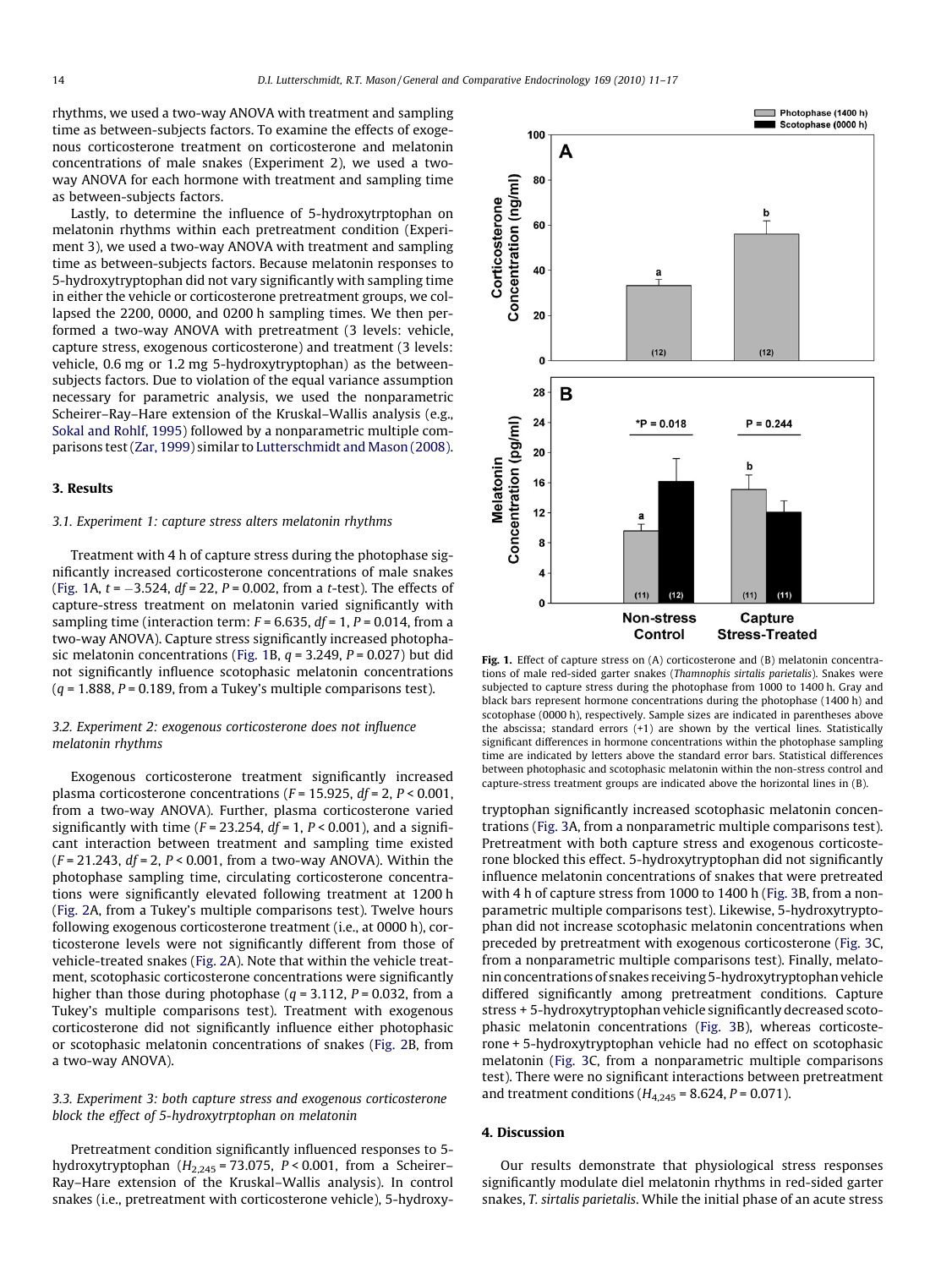rhythms, we used a two-way ANOVA with treatment and sampling time as between-subjects factors. To examine the effects of exogenous corticosterone treatment on corticosterone and melatonin concentrations of male snakes (Experiment 2), we used a two-way ANOVA for each hormone with treatment and sampling time as between-subjects factors.

Lastly, to determine the influence of 5-hydroxytrptophan on melatonin rhythms within each pretreatment condition (Experiment 3), we used a two-way ANOVA with treatment and sampling time as between-subjects factors. Because melatonin responses to 5-hydroxytryptophan did not vary significantly with sampling time in either the vehicle or corticosterone pretreatment groups, we collapsed the 2200, 0000, and 0200 h sampling times. We then performed a two-way ANOVA with pretreatment (3 levels: vehicle, capture stress, exogenous corticosterone) and treatment (3 levels: vehicle, 0.6 mg or 1.2 mg 5-hydroxytryptophan) as the between-subjects factors. Due to violation of the equal variance assumption necessary for parametric analysis, we used the nonparametric Scheirer–Ray–Hare extension of the Kruskal–Wallis analysis (e.g., Sokal and Rohlf, 1995) followed by a nonparametric multiple comparisons test (Zar, 1999) similar to Lutterschmidt and Mason (2008).

## 3. Results

### 3.1. Experiment 1: capture stress alters melatonin rhythms

Treatment with 4 h of capture stress during the photophase significantly increased corticosterone concentrations of male snakes (Fig. 1A, $t = -3.524$, $df = 22$, $P = 0.002$, from a *t*-test). The effects of capture-stress treatment on melatonin varied significantly with sampling time (interaction term: $F = 6.635$, $df = 1$, $P = 0.014$, from a two-way ANOVA). Capture stress significantly increased photophasic melatonin concentrations (Fig. 1B, $q = 3.249$, $P = 0.027$) but did not significantly influence scotophasic melatonin concentrations ($q = 1.888$, $P = 0.189$, from a Tukey's multiple comparisons test).

### 3.2. Experiment 2: exogenous corticosterone does not influence melatonin rhythms

Exogenous corticosterone treatment significantly increased plasma corticosterone concentrations ($F = 15.925$, $df = 2$, $P < 0.001$, from a two-way ANOVA). Further, plasma corticosterone varied significantly with time ($F = 23.254$, $df = 1$, $P < 0.001$), and a significant interaction between treatment and sampling time existed ($F = 21.243$, $df = 2$, $P < 0.001$, from a two-way ANOVA). Within the photophase sampling time, circulating corticosterone concentrations were significantly elevated following treatment at 1200 h (Fig. 2A, from a Tukey's multiple comparisons test). Twelve hours following exogenous corticosterone treatment (i.e., at 0000 h), corticosterone levels were not significantly different from those of vehicle-treated snakes (Fig. 2A). Note that within the vehicle treatment, scotophasic corticosterone concentrations were significantly higher than those during photophase ($q = 3.112$, $P = 0.032$, from a Tukey's multiple comparisons test). Treatment with exogenous corticosterone did not significantly influence either photophasic or scotophasic melatonin concentrations of snakes (Fig. 2B, from a two-way ANOVA).

### 3.3. Experiment 3: both capture stress and exogenous corticosterone block the effect of 5-hydroxytrptophan on melatonin

Pretreatment condition significantly influenced responses to 5-hydroxytryptophan ($H_{2,245} = 73.075$, $P < 0.001$, from a Scheirer–Ray–Hare extension of the Kruskal–Wallis analysis). In control snakes (i.e., pretreatment with corticosterone vehicle), 5-hydroxytryptophan significantly increased scotophasic melatonin concentrations (Fig. 3A, from a nonparametric multiple comparisons test). Pretreatment with both capture stress and exogenous corticosterone blocked this effect. 5-hydroxytryptophan did not significantly influence melatonin concentrations of snakes that were pretreated with 4 h of capture stress from 1000 to 1400 h (Fig. 3B, from a nonparametric multiple comparisons test). Likewise, 5-hydroxytryptophan did not increase scotophasic melatonin concentrations when preceded by pretreatment with exogenous corticosterone (Fig. 3C, from a nonparametric multiple comparisons test). Finally, melatonin concentrations of snakes receiving 5-hydroxytryptophan vehicle differed significantly among pretreatment conditions. Capture stress + 5-hydroxytryptophan vehicle significantly decreased scotophasic melatonin concentrations (Fig. 3B), whereas corticosterone + 5-hydroxytryptophan vehicle had no effect on scotophasic melatonin (Fig. 3C, from a nonparametric multiple comparisons test). There were no significant interactions between pretreatment and treatment conditions ($H_{4,245} = 8.624$, $P = 0.071$).

**Fig. 1.** Effect of capture stress on (A) corticosterone and (B) melatonin concentrations of male red-sided garter snakes (*Thamnophis sirtalis parietalis*). Snakes were subjected to capture stress during the photophase from 1000 to 1400 h. Gray and black bars represent hormone concentrations during the photophase (1400 h) and scotophase (0000 h), respectively. Sample sizes are indicated in parentheses above the abscissa; standard errors (+1) are shown by the vertical lines. Statistically significant differences in hormone concentrations within the photophase sampling time are indicated by letters above the standard error bars. Statistical differences between photophasic and scotophasic melatonin within the non-stress control and capture-stress treatment groups are indicated above the horizontal lines in (B).

## 4. Discussion

Our results demonstrate that physiological stress responses significantly modulate diel melatonin rhythms in red-sided garter snakes, *T. sirtalis parietalis*. While the initial phase of an acute stress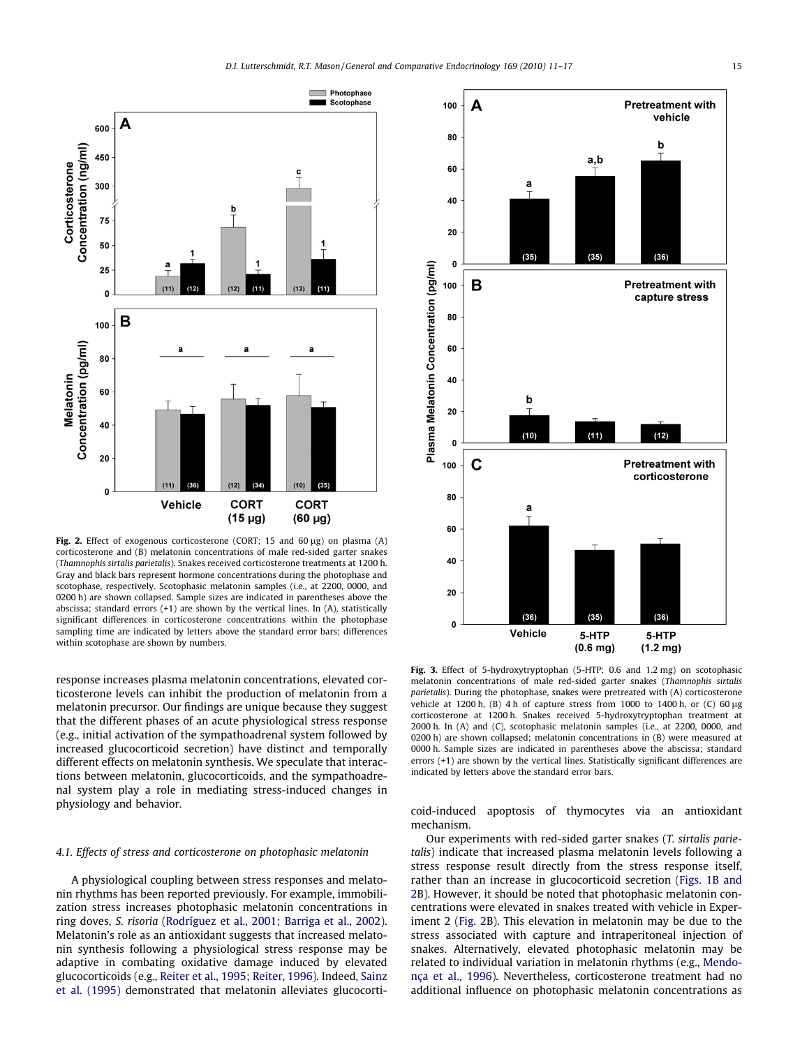**Fig. 2.** Effect of exogenous corticosterone (CORT; 15 and 60 μg) on plasma (A) corticosterone and (B) melatonin concentrations of male red-sided garter snakes (*Thamnophis sirtalis parietalis*). Snakes received corticosterone treatments at 1200 h. Gray and black bars represent hormone concentrations during the photophase and scotophase, respectively. Scotophasic melatonin samples (i.e., at 2200, 0000, and 0200 h) are shown collapsed. Sample sizes are indicated in parentheses above the abscissa; standard errors (+1) are shown by the vertical lines. In (A), statistically significant differences in corticosterone concentrations within the photophase sampling time are indicated by letters above the standard error bars; differences within scotophase are shown by numbers.

**Fig. 3.** Effect of 5-hydroxytryptophan (5-HTP; 0.6 and 1.2 mg) on scotophasic melatonin concentrations of male red-sided garter snakes (*Thamnophis sirtalis parietalis*). During the photophase, snakes were pretreated with (A) corticosterone vehicle at 1200 h, (B) 4 h of capture stress from 1000 to 1400 h, or (C) 60 μg corticosterone at 1200 h. Snakes received 5-hydroxytryptophan treatment at 2000 h. In (A) and (C), scotophasic melatonin samples (i.e., at 2200, 0000, and 0200 h) are shown collapsed; melatonin concentrations in (B) were measured at 0000 h. Sample sizes are indicated in parentheses above the abscissa; standard errors (+1) are shown by the vertical lines. Statistically significant differences are indicated by letters above the standard error bars.

response increases plasma melatonin concentrations, elevated corticosterone levels can inhibit the production of melatonin from a melatonin precursor. Our findings are unique because they suggest that the different phases of an acute physiological stress response (e.g., initial activation of the sympathoadrenal system followed by increased glucocorticoid secretion) have distinct and temporally different effects on melatonin synthesis. We speculate that interactions between melatonin, glucocorticoids, and the sympathoadrenal system play a role in mediating stress-induced changes in physiology and behavior.

### 4.1. Effects of stress and corticosterone on photophasic melatonin

A physiological coupling between stress responses and melatonin rhythms has been reported previously. For example, immobilization stress increases photophasic melatonin concentrations in ring doves, *S. risoria* (Rodríguez et al., 2001; Barriga et al., 2002). Melatonin's role as an antioxidant suggests that increased melatonin synthesis following a physiological stress response may be adaptive in combating oxidative damage induced by elevated glucocorticoids (e.g., Reiter et al., 1995; Reiter, 1996). Indeed, Sainz et al. (1995) demonstrated that melatonin alleviates glucocorticoid-induced apoptosis of thymocytes via an antioxidant mechanism.

Our experiments with red-sided garter snakes (*T. sirtalis parietalis*) indicate that increased plasma melatonin levels following a stress response result directly from the stress response itself, rather than an increase in glucocorticoid secretion (Figs. 1B and 2B). However, it should be noted that photophasic melatonin concentrations were elevated in snakes treated with vehicle in Experiment 2 (Fig. 2B). This elevation in melatonin may be due to the stress associated with capture and intraperitoneal injection of snakes. Alternatively, elevated photophasic melatonin may be related to individual variation in melatonin rhythms (e.g., Mendonça et al., 1996). Nevertheless, corticosterone treatment had no additional influence on photophasic melatonin concentrations as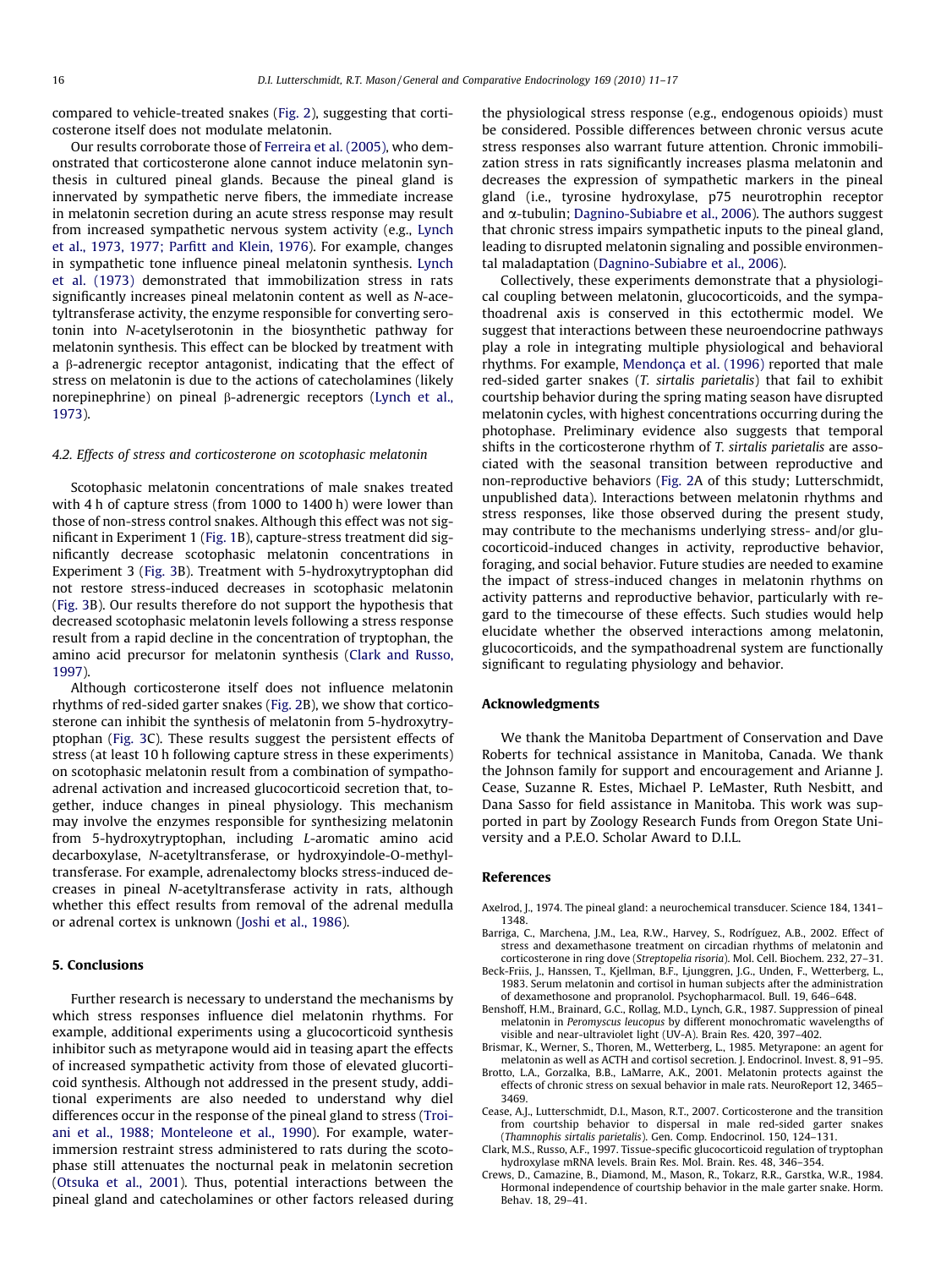compared to vehicle-treated snakes (Fig. 2), suggesting that corticosterone itself does not modulate melatonin.

Our results corroborate those of Ferreira et al. (2005), who demonstrated that corticosterone alone cannot induce melatonin synthesis in cultured pineal glands. Because the pineal gland is innervated by sympathetic nerve fibers, the immediate increase in melatonin secretion during an acute stress response may result from increased sympathetic nervous system activity (e.g., Lynch et al., 1973, 1977; Parfitt and Klein, 1976). For example, changes in sympathetic tone influence pineal melatonin synthesis. Lynch et al. (1973) demonstrated that immobilization stress in rats significantly increases pineal melatonin content as well as *N*-acetyltransferase activity, the enzyme responsible for converting serotonin into *N*-acetylserotonin in the biosynthetic pathway for melatonin synthesis. This effect can be blocked by treatment with a β-adrenergic receptor antagonist, indicating that the effect of stress on melatonin is due to the actions of catecholamines (likely norepinephrine) on pineal β-adrenergic receptors (Lynch et al., 1973).

### 4.2. Effects of stress and corticosterone on scotophasic melatonin

Scotophasic melatonin concentrations of male snakes treated with 4 h of capture stress (from 1000 to 1400 h) were lower than those of non-stress control snakes. Although this effect was not significant in Experiment 1 (Fig. 1B), capture-stress treatment did significantly decrease scotophasic melatonin concentrations in Experiment 3 (Fig. 3B). Treatment with 5-hydroxytryptophan did not restore stress-induced decreases in scotophasic melatonin (Fig. 3B). Our results therefore do not support the hypothesis that decreased scotophasic melatonin levels following a stress response result from a rapid decline in the concentration of tryptophan, the amino acid precursor for melatonin synthesis (Clark and Russo, 1997).

Although corticosterone itself does not influence melatonin rhythms of red-sided garter snakes (Fig. 2B), we show that corticosterone can inhibit the synthesis of melatonin from 5-hydroxytryptophan (Fig. 3C). These results suggest the persistent effects of stress (at least 10 h following capture stress in these experiments) on scotophasic melatonin result from a combination of sympathoadrenal activation and increased glucocorticoid secretion that, together, induce changes in pineal physiology. This mechanism may involve the enzymes responsible for synthesizing melatonin from 5-hydroxytryptophan, including *L*-aromatic amino acid decarboxylase, *N*-acetyltransferase, or hydroxyindole-O-methyltransferase. For example, adrenalectomy blocks stress-induced decreases in pineal *N*-acetyltransferase activity in rats, although whether this effect results from removal of the adrenal medulla or adrenal cortex is unknown (Joshi et al., 1986).

## 5. Conclusions

Further research is necessary to understand the mechanisms by which stress responses influence diel melatonin rhythms. For example, additional experiments using a glucocorticoid synthesis inhibitor such as metyrapone would aid in teasing apart the effects of increased sympathetic activity from those of elevated glucorticoid synthesis. Although not addressed in the present study, additional experiments are also needed to understand why diel differences occur in the response of the pineal gland to stress (Troiani et al., 1988; Monteleone et al., 1990). For example, water-immersion restraint stress administered to rats during the scotophase still attenuates the nocturnal peak in melatonin secretion (Otsuka et al., 2001). Thus, potential interactions between the pineal gland and catecholamines or other factors released during the physiological stress response (e.g., endogenous opioids) must be considered. Possible differences between chronic versus acute stress responses also warrant future attention. Chronic immobilization stress in rats significantly increases plasma melatonin and decreases the expression of sympathetic markers in the pineal gland (i.e., tyrosine hydroxylase, p75 neurotrophin receptor and α-tubulin; Dagnino-Subiabre et al., 2006). The authors suggest that chronic stress impairs sympathetic inputs to the pineal gland, leading to disrupted melatonin signaling and possible environmental maladaptation (Dagnino-Subiabre et al., 2006).

Collectively, these experiments demonstrate that a physiological coupling between melatonin, glucocorticoids, and the sympathoadrenal axis is conserved in this ectothermic model. We suggest that interactions between these neuroendocrine pathways play a role in integrating multiple physiological and behavioral rhythms. For example, Mendonça et al. (1996) reported that male red-sided garter snakes (*T. sirtalis parietalis*) that fail to exhibit courtship behavior during the spring mating season have disrupted melatonin cycles, with highest concentrations occurring during the photophase. Preliminary evidence also suggests that temporal shifts in the corticosterone rhythm of *T. sirtalis parietalis* are associated with the seasonal transition between reproductive and non-reproductive behaviors (Fig. 2A of this study; Lutterschmidt, unpublished data). Interactions between melatonin rhythms and stress responses, like those observed during the present study, may contribute to the mechanisms underlying stress- and/or glucocorticoid-induced changes in activity, reproductive behavior, foraging, and social behavior. Future studies are needed to examine the impact of stress-induced changes in melatonin rhythms on activity patterns and reproductive behavior, particularly with regard to the timecourse of these effects. Such studies would help elucidate whether the observed interactions among melatonin, glucocorticoids, and the sympathoadrenal system are functionally significant to regulating physiology and behavior.

## Acknowledgments

We thank the Manitoba Department of Conservation and Dave Roberts for technical assistance in Manitoba, Canada. We thank the Johnson family for support and encouragement and Arianne J. Cease, Suzanne R. Estes, Michael P. LeMaster, Ruth Nesbitt, and Dana Sasso for field assistance in Manitoba. This work was supported in part by Zoology Research Funds from Oregon State University and a P.E.O. Scholar Award to D.I.L.

## References

Axelrod, J., 1974. The pineal gland: a neurochemical transducer. Science 184, 1341–1348.

Barriga, C., Marchena, J.M., Lea, R.W., Harvey, S., Rodríguez, A.B., 2002. Effect of stress and dexamethasone treatment on circadian rhythms of melatonin and corticosterone in ring dove (*Streptopelia risoria*). Mol. Cell. Biochem. 232, 27–31.

Beck-Friis, J., Hanssen, T., Kjellman, B.F., Ljunggren, J.G., Unden, F., Wetterberg, L., 1983. Serum melatonin and cortisol in human subjects after the administration of dexamethosone and propranolol. Psychopharmacol. Bull. 19, 646–648.

Benshoff, H.M., Brainard, G.C., Rollag, M.D., Lynch, G.R., 1987. Suppression of pineal melatonin in *Peromyscus leucopus* by different monochromatic wavelengths of visible and near-ultraviolet light (UV-A). Brain Res. 420, 397–402.

Brismar, K., Werner, S., Thoren, M., Wetterberg, L., 1985. Metyrapone: an agent for melatonin as well as ACTH and cortisol secretion. J. Endocrinol. Invest. 8, 91–95.

Brotto, L.A., Gorzalka, B.B., LaMarre, A.K., 2001. Melatonin protects against the effects of chronic stress on sexual behavior in male rats. NeuroReport 12, 3465–3469.

Cease, A.J., Lutterschmidt, D.I., Mason, R.T., 2007. Corticosterone and the transition from courtship behavior to dispersal in male red-sided garter snakes (*Thamnophis sirtalis parietalis*). Gen. Comp. Endocrinol. 150, 124–131.

Clark, M.S., Russo, A.F., 1997. Tissue-specific glucocorticoid regulation of tryptophan hydroxylase mRNA levels. Brain Res. Mol. Brain. Res. 48, 346–354.

Crews, D., Camazine, B., Diamond, M., Mason, R., Tokarz, R.R., Garstka, W.R., 1984. Hormonal independence of courtship behavior in the male garter snake. Horm. Behav. 18, 29–41.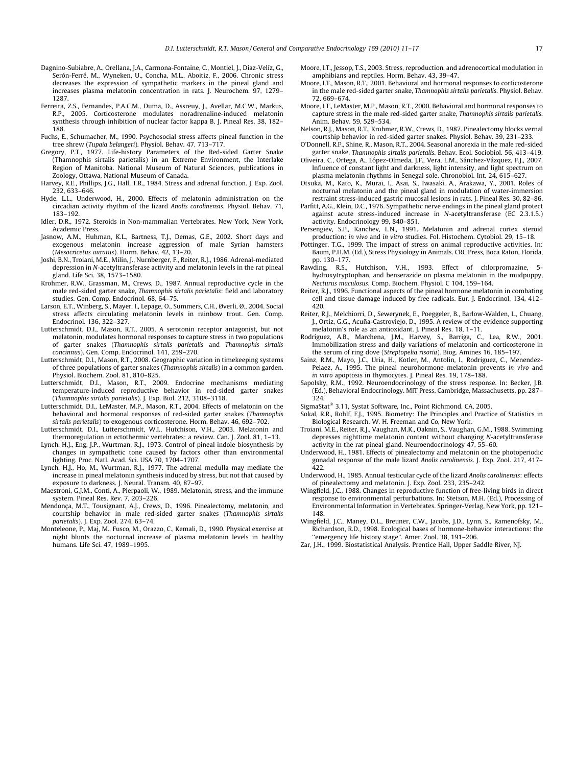Dagnino-Subiabre, A., Orellana, J.A., Carmona-Fontaine, C., Montiel, J., Díaz-Velíz, G., Serón-Ferré, M., Wyneken, U., Concha, M.L., Aboitiz, F., 2006. Chronic stress decreases the expression of sympathetic markers in the pineal gland and increases plasma melatonin concentration in rats. J. Neurochem. 97, 1279–1287.

Ferreira, Z.S., Fernandes, P.A.C.M., Duma, D., Assreuy, J., Avellar, M.C.W., Markus, R.P., 2005. Corticosterone modulates noradrenaline-induced melatonin synthesis through inhibition of nuclear factor kappa B. J. Pineal Res. 38, 182–188.

Fuchs, E., Schumacher, M., 1990. Psychosocial stress affects pineal function in the tree shrew (*Tupaia belangeri*). Physiol. Behav. 47, 713–717.

Gregory, P.T., 1977. Life-history Parameters of the Red-sided Garter Snake (Thamnophis sirtalis parietalis) in an Extreme Environment, the Interlake Region of Manitoba. National Museum of Natural Sciences, publications in Zoology, Ottawa, National Museum of Canada.

Harvey, R.E., Phillips, J.G., Hall, T.R., 1984. Stress and adrenal function. J. Exp. Zool. 232, 633–646.

Hyde, L.L., Underwood, H., 2000. Effects of melatonin administration on the circadian activity rhythm of the lizard *Anolis carolinensis*. Physiol. Behav. 71, 183–192.

Idler, D.R., 1972. Steroids in Non-mammalian Vertebrates. New York, New York, Academic Press.

Jasnow, A.M., Huhman, K.L., Bartness, T.J., Demas, G.E., 2002. Short days and exogenous melatonin increase aggression of male Syrian hamsters (*Mesocricetus auratus*). Horm. Behav. 42, 13–20.

Joshi, B.N., Troiani, M.E., Milin, J., Nurnberger, F., Reiter, R.J., 1986. Adrenal-mediated depression in *N*-acetyltransferase activity and melatonin levels in the rat pineal gland. Life Sci. 38, 1573–1580.

Krohmer, R.W., Grassman, M., Crews, D., 1987. Annual reproductive cycle in the male red-sided garter snake, *Thamnophis sirtalis parietalis*: field and laboratory studies. Gen. Comp. Endocrinol. 68, 64–75.

Larson, E.T., Winberg, S., Mayer, I., Lepage, O., Summers, C.H., Øverli, Ø., 2004. Social stress affects circulating melatonin levels in rainbow trout. Gen. Comp. Endocrinol. 136, 322–327.

Lutterschmidt, D.I., Mason, R.T., 2005. A serotonin receptor antagonist, but not melatonin, modulates hormonal responses to capture stress in two populations of garter snakes (*Thamnophis sirtalis parietalis* and *Thamnophis sirtalis concinnus*). Gen. Comp. Endocrinol. 141, 259–270.

Lutterschmidt, D.I., Mason, R.T., 2008. Geographic variation in timekeeping systems of three populations of garter snakes (*Thamnophis sirtalis*) in a common garden. Physiol. Biochem. Zool. 81, 810–825.

Lutterschmidt, D.I., Mason, R.T., 2009. Endocrine mechanisms mediating temperature-induced reproductive behavior in red-sided garter snakes (*Thamnophis sirtalis parietalis*). J. Exp. Biol. 212, 3108–3118.

Lutterschmidt, D.I., LeMaster, M.P., Mason, R.T., 2004. Effects of melatonin on the behavioral and hormonal responses of red-sided garter snakes (*Thamnophis sirtalis parietalis*) to exogenous corticosterone. Horm. Behav. 46, 692–702.

Lutterschmidt, D.I., Lutterschmidt, W.I., Hutchison, V.H., 2003. Melatonin and thermoregulation in ectothermic vertebrates: a review. Can. J. Zool. 81, 1–13.

Lynch, H.J., Eng, J.P., Wurtman, R.J., 1973. Control of pineal indole biosynthesis by changes in sympathetic tone caused by factors other than environmental lighting. Proc. Natl. Acad. Sci. USA 70, 1704–1707.

Lynch, H.J., Ho, M., Wurtman, R.J., 1977. The adrenal medulla may mediate the increase in pineal melatonin synthesis induced by stress, but not that caused by exposure to darkness. J. Neural. Transm. 40, 87–97.

Maestroni, G.J.M., Conti, A., Pierpaoli, W., 1989. Melatonin, stress, and the immune system. Pineal Res. Rev. 7, 203–226.

Mendonça, M.T., Tousignant, A.J., Crews, D., 1996. Pinealectomy, melatonin, and courtship behavior in male red-sided garter snakes (*Thamnophis sirtalis parietalis*). J. Exp. Zool. 274, 63–74.

Monteleone, P., Maj, M., Fusco, M., Orazzo, C., Kemali, D., 1990. Physical exercise at night blunts the nocturnal increase of plasma melatonin levels in healthy humans. Life Sci. 47, 1989–1995.

Moore, I.T., Jessop, T.S., 2003. Stress, reproduction, and adrenocortical modulation in amphibians and reptiles. Horm. Behav. 43, 39–47.

Moore, I.T., Mason, R.T., 2001. Behavioral and hormonal responses to corticosterone in the male red-sided garter snake, *Thamnophis sirtalis parietalis*. Physiol. Behav. 72, 669–674.

Moore, I.T., LeMaster, M.P., Mason, R.T., 2000. Behavioral and hormonal responses to capture stress in the male red-sided garter snake, *Thamnophis sirtalis parietalis*. Anim. Behav. 59, 529–534.

Nelson, R.J., Mason, R.T., Krohmer, R.W., Crews, D., 1987. Pinealectomy blocks vernal courtship behavior in red-sided garter snakes. Physiol. Behav. 39, 231–233.

O'Donnell, R.P., Shine, R., Mason, R.T., 2004. Seasonal anorexia in the male red-sided garter snake, *Thamnophis sirtalis parietalis*. Behav. Ecol. Sociobiol. 56, 413–419.

Oliveira, C., Ortega, A., López-Olmeda, J.F., Vera, L.M., Sánchez-Vázquez, F.J., 2007. Influence of constant light and darkness, light intensity, and light spectrum on plasma melatonin rhythms in Senegal sole. Chronobiol. Int. 24, 615–627.

Otsuka, M., Kato, K., Murai, I., Asai, S., Iwasaki, A., Arakawa, Y., 2001. Roles of nocturnal melatonin and the pineal gland in modulation of water-immersion restraint stress-induced gastric mucosal lesions in rats. J. Pineal Res. 30, 82–86.

Parfitt, A.G., Klein, D.C., 1976. Sympathetic nerve endings in the pineal gland protect against acute stress-induced increase in *N*-acetyltransferase (EC 2.3.1.5.) activity. Endocrinology 99, 840–851.

Persengiev, S.P., Kanchev, L.N., 1991. Melatonin and adrenal cortex steroid production: *in vivo* and *in vitro* studies. Fol. Histochem. Cytobiol. 29, 15–18.

Pottinger, T.G., 1999. The impact of stress on animal reproductive activities. In: Baum, P.H.M. (Ed.), Stress Physiology in Animals. CRC Press, Boca Raton, Florida, pp. 130–177.

Rawding, R.S., Hutchison, V.H., 1993. Effect of chlorpromazine, 5-hydroxytryptophan, and benserazide on plasma melatonin in the mudpuppy, *Necturus maculosus*. Comp. Biochem. Physiol. C 104, 159–164.

Reiter, R.J., 1996. Functional aspects of the pineal hormone melatonin in combating cell and tissue damage induced by free radicals. Eur. J. Endocrinol. 134, 412–420.

Reiter, R.J., Melchiorri, D., Sewerynek, E., Poeggeler, B., Barlow-Walden, L., Chuang, J., Ortiz, G.G., Acuña-Castroviejo, D., 1995. A review of the evidence supporting melatonin's role as an antioxidant. J. Pineal Res. 18, 1–11.

Rodríguez, A.B., Marchena, J.M., Harvey, S., Barriga, C., Lea, R.W., 2001. Immobilization stress and daily variations of melatonin and corticosterone in the serum of ring dove (*Streptopelia risoria*). Biog. Amines 16, 185–197.

Sainz, R.M., Mayo, J.C., Uria, H., Kotler, M., Antolin, I., Rodriguez, C., Menendez-Pelaez, A., 1995. The pineal neurohormone melatonin prevents *in vivo* and *in vitro* apoptosis in thymocytes. J. Pineal Res. 19, 178–188.

Sapolsky, R.M., 1992. Neuroendocrinology of the stress response. In: Becker, J.B. (Ed.), Behavioral Endocrinology. MIT Press, Cambridge, Massachusetts, pp. 287–324.

SigmaStat® 3.11, Systat Software, Inc., Point Richmond, CA, 2005.

Sokal, R.R., Rohlf, F.J., 1995. Biometry: The Principles and Practice of Statistics in Biological Research. W. H. Freeman and Co, New York.

Troiani, M.E., Reiter, R.J., Vaughan, M.K., Oaknin, S., Vaughan, G.M., 1988. Swimming depresses nighttime melatonin content without changing *N*-acetyltransferase activity in the rat pineal gland. Neuroendocrinology 47, 55–60.

Underwood, H., 1981. Effects of pinealectomy and melatonin on the photoperiodic gonadal response of the male lizard *Anolis carolinensis*. J. Exp. Zool. 217, 417–422.

Underwood, H., 1985. Annual testicular cycle of the lizard *Anolis carolinensis*: effects of pinealectomy and melatonin. J. Exp. Zool. 233, 235–242.

Wingfield, J.C., 1988. Changes in reproductive function of free-living birds in direct response to environmental perturbations. In: Stetson, M.H. (Ed.), Processing of Environmental Information in Vertebrates. Springer-Verlag, New York, pp. 121–148.

Wingfield, J.C., Maney, D.L., Breuner, C.W., Jacobs, J.D., Lynn, S., Ramenofsky, M., Richardson, R.D., 1998. Ecological bases of hormone-behavior interactions: the "emergency life history stage". Amer. Zool. 38, 191–206.

Zar, J.H., 1999. Biostatistical Analysis. Prentice Hall, Upper Saddle River, NJ.